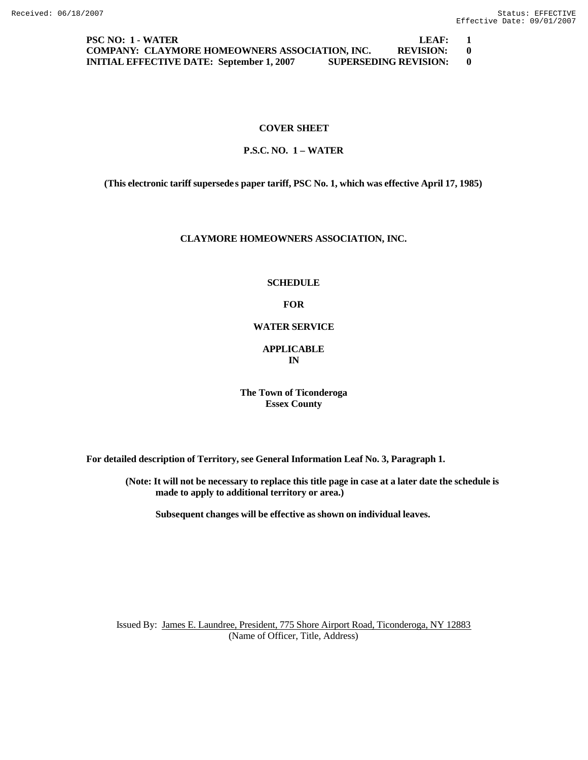**PSC NO: 1 - WATER** | **LEAF: 1**
**COMPANY: CLAYMORE HOMEOWNERS ASSOCIATION, INC.** | **REVISION: 0**
**INITIAL EFFECTIVE DATE: September 1, 2007** | **SUPERSEDING REVISION: 0**

# COVER SHEET

## P.S.C. NO. 1 – WATER

**(This electronic tariff supersedes paper tariff, PSC No. 1, which was effective April 17, 1985)**

## CLAYMORE HOMEOWNERS ASSOCIATION, INC.

**SCHEDULE**

**FOR**

**WATER SERVICE**

**APPLICABLE**
**IN**

**The Town of Ticonderoga**
**Essex County**

**For detailed description of Territory, see General Information Leaf No. 3, Paragraph 1.**

**(Note: It will not be necessary to replace this title page in case at a later date the schedule is made to apply to additional territory or area.)**

**Subsequent changes will be effective as shown on individual leaves.**

Issued By: James E. Laundree, President, 775 Shore Airport Road, Ticonderoga, NY 12883
(Name of Officer, Title, Address)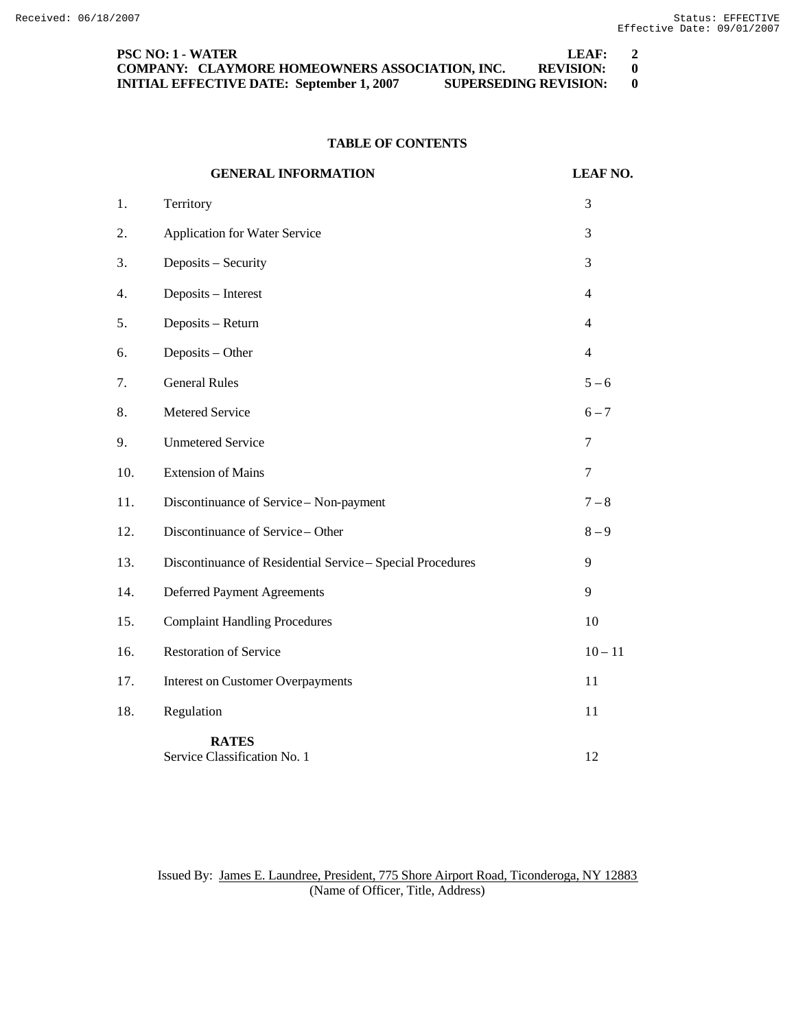**PSC NO: 1 - WATER** **LEAF: 2**
**COMPANY: CLAYMORE HOMEOWNERS ASSOCIATION, INC.** **REVISION: 0**
**INITIAL EFFECTIVE DATE: September 1, 2007** **SUPERSEDING REVISION: 0**

## TABLE OF CONTENTS

| | GENERAL INFORMATION | LEAF NO. |
|---|---|---|
| 1. | Territory | 3 |
| 2. | Application for Water Service | 3 |
| 3. | Deposits – Security | 3 |
| 4. | Deposits – Interest | 4 |
| 5. | Deposits – Return | 4 |
| 6. | Deposits – Other | 4 |
| 7. | General Rules | 5 – 6 |
| 8. | Metered Service | 6 – 7 |
| 9. | Unmetered Service | 7 |
| 10. | Extension of Mains | 7 |
| 11. | Discontinuance of Service – Non-payment | 7 – 8 |
| 12. | Discontinuance of Service – Other | 8 – 9 |
| 13. | Discontinuance of Residential Service – Special Procedures | 9 |
| 14. | Deferred Payment Agreements | 9 |
| 15. | Complaint Handling Procedures | 10 |
| 16. | Restoration of Service | 10 – 11 |
| 17. | Interest on Customer Overpayments | 11 |
| 18. | Regulation | 11 |
| | **RATES** | |
| | Service Classification No. 1 | 12 |

Issued By: James E. Laundree, President, 775 Shore Airport Road, Ticonderoga, NY 12883
(Name of Officer, Title, Address)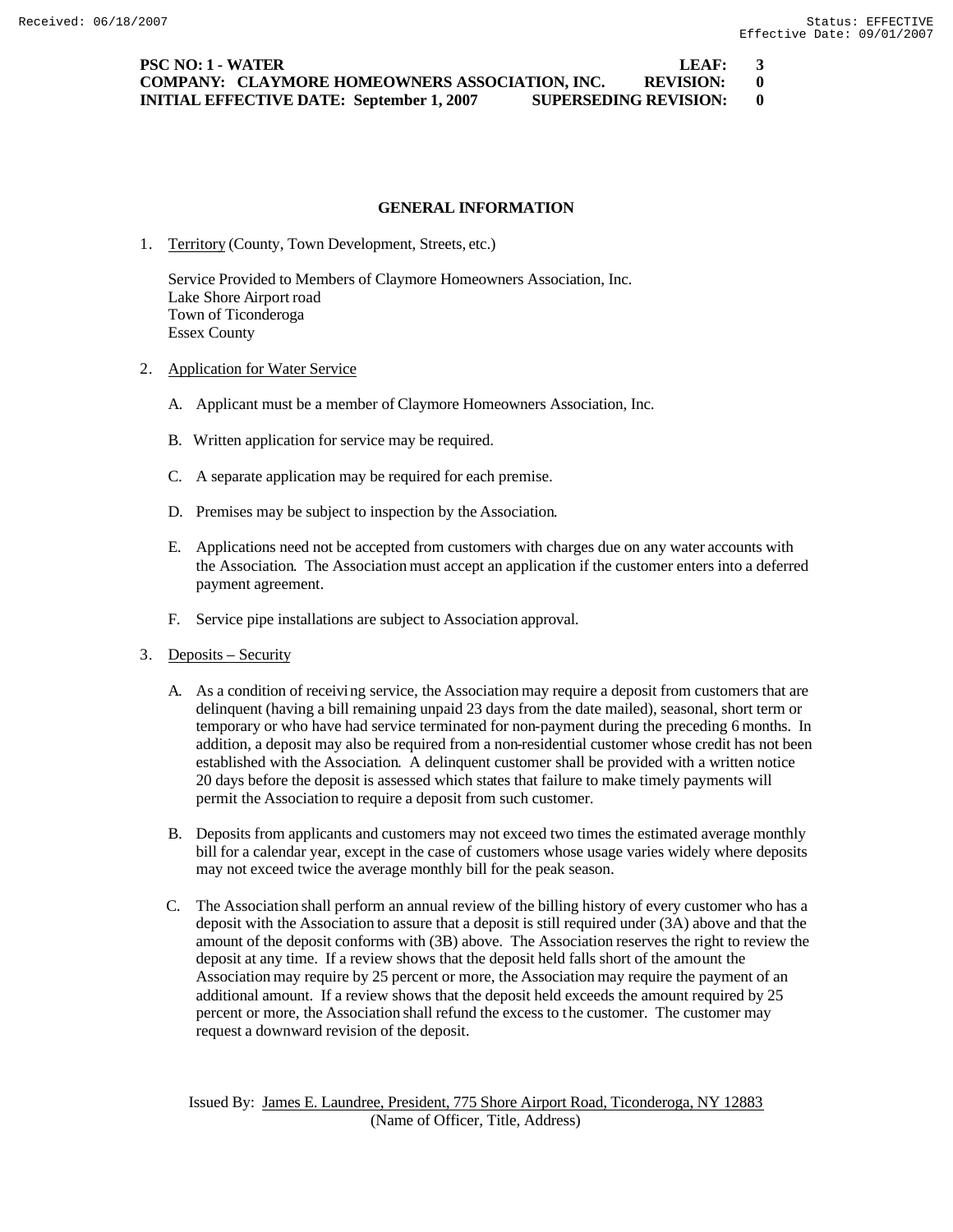**PSC NO: 1 - WATER LEAF: 3**
**COMPANY: CLAYMORE HOMEOWNERS ASSOCIATION, INC. REVISION: 0**
**INITIAL EFFECTIVE DATE: September 1, 2007 SUPERSEDING REVISION: 0**

## GENERAL INFORMATION

1. Territory (County, Town Development, Streets, etc.)

   Service Provided to Members of Claymore Homeowners Association, Inc.
   Lake Shore Airport road
   Town of Ticonderoga
   Essex County

2. Application for Water Service

   A. Applicant must be a member of Claymore Homeowners Association, Inc.

   B. Written application for service may be required.

   C. A separate application may be required for each premise.

   D. Premises may be subject to inspection by the Association.

   E. Applications need not be accepted from customers with charges due on any water accounts with the Association. The Association must accept an application if the customer enters into a deferred payment agreement.

   F. Service pipe installations are subject to Association approval.

3. Deposits – Security

   A. As a condition of receiving service, the Association may require a deposit from customers that are delinquent (having a bill remaining unpaid 23 days from the date mailed), seasonal, short term or temporary or who have had service terminated for non-payment during the preceding 6 months. In addition, a deposit may also be required from a non-residential customer whose credit has not been established with the Association. A delinquent customer shall be provided with a written notice 20 days before the deposit is assessed which states that failure to make timely payments will permit the Association to require a deposit from such customer.

   B. Deposits from applicants and customers may not exceed two times the estimated average monthly bill for a calendar year, except in the case of customers whose usage varies widely where deposits may not exceed twice the average monthly bill for the peak season.

   C. The Association shall perform an annual review of the billing history of every customer who has a deposit with the Association to assure that a deposit is still required under (3A) above and that the amount of the deposit conforms with (3B) above. The Association reserves the right to review the deposit at any time. If a review shows that the deposit held falls short of the amount the Association may require by 25 percent or more, the Association may require the payment of an additional amount. If a review shows that the deposit held exceeds the amount required by 25 percent or more, the Association shall refund the excess to the customer. The customer may request a downward revision of the deposit.

Issued By: James E. Laundree, President, 775 Shore Airport Road, Ticonderoga, NY 12883
(Name of Officer, Title, Address)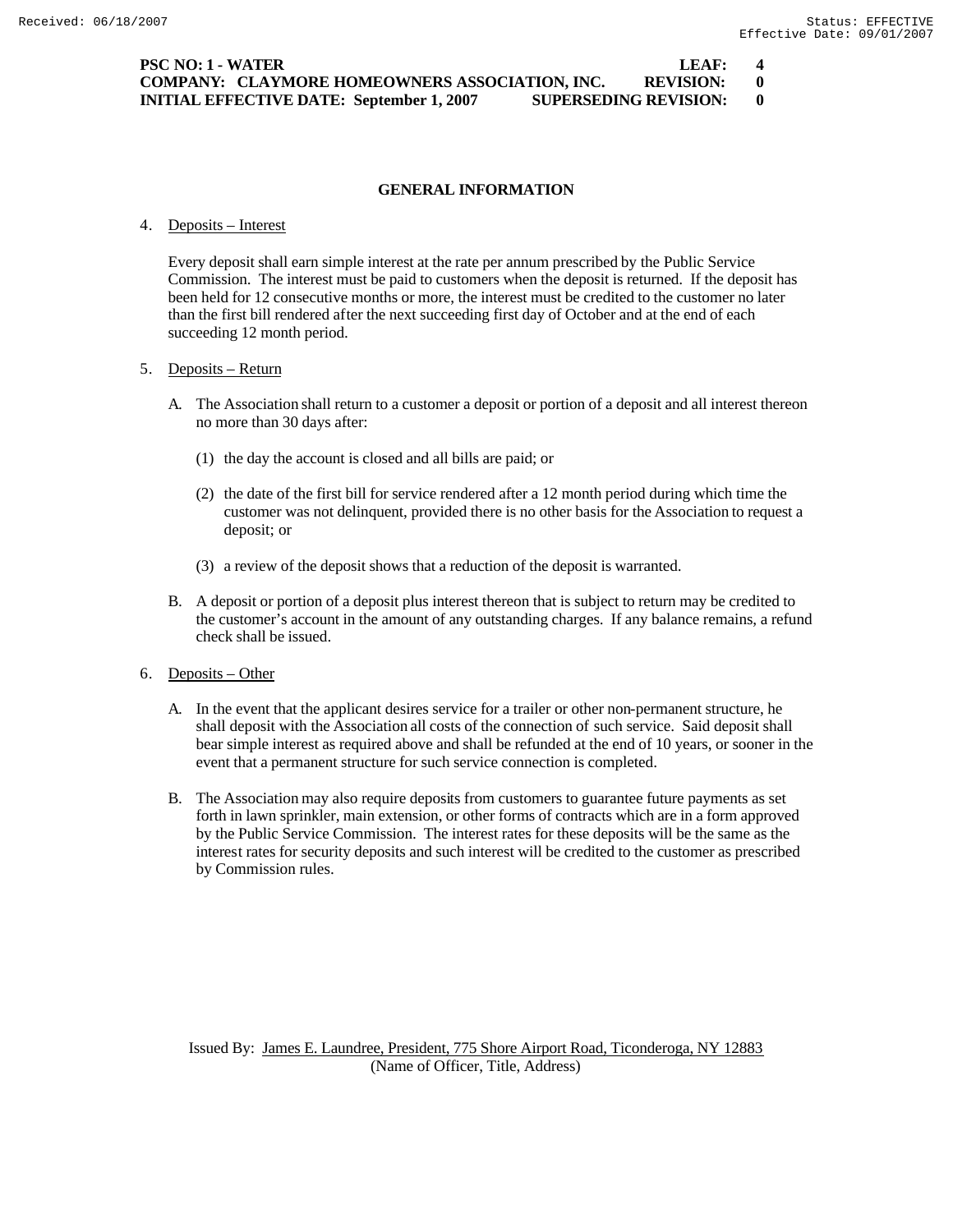# GENERAL INFORMATION

4. Deposits – Interest

   Every deposit shall earn simple interest at the rate per annum prescribed by the Public Service Commission. The interest must be paid to customers when the deposit is returned. If the deposit has been held for 12 consecutive months or more, the interest must be credited to the customer no later than the first bill rendered after the next succeeding first day of October and at the end of each succeeding 12 month period.

5. Deposits – Return

   A. The Association shall return to a customer a deposit or portion of a deposit and all interest thereon no more than 30 days after:

      (1) the day the account is closed and all bills are paid; or

      (2) the date of the first bill for service rendered after a 12 month period during which time the customer was not delinquent, provided there is no other basis for the Association to request a deposit; or

      (3) a review of the deposit shows that a reduction of the deposit is warranted.

   B. A deposit or portion of a deposit plus interest thereon that is subject to return may be credited to the customer's account in the amount of any outstanding charges. If any balance remains, a refund check shall be issued.

6. Deposits – Other

   A. In the event that the applicant desires service for a trailer or other non-permanent structure, he shall deposit with the Association all costs of the connection of such service. Said deposit shall bear simple interest as required above and shall be refunded at the end of 10 years, or sooner in the event that a permanent structure for such service connection is completed.

   B. The Association may also require deposits from customers to guarantee future payments as set forth in lawn sprinkler, main extension, or other forms of contracts which are in a form approved by the Public Service Commission. The interest rates for these deposits will be the same as the interest rates for security deposits and such interest will be credited to the customer as prescribed by Commission rules.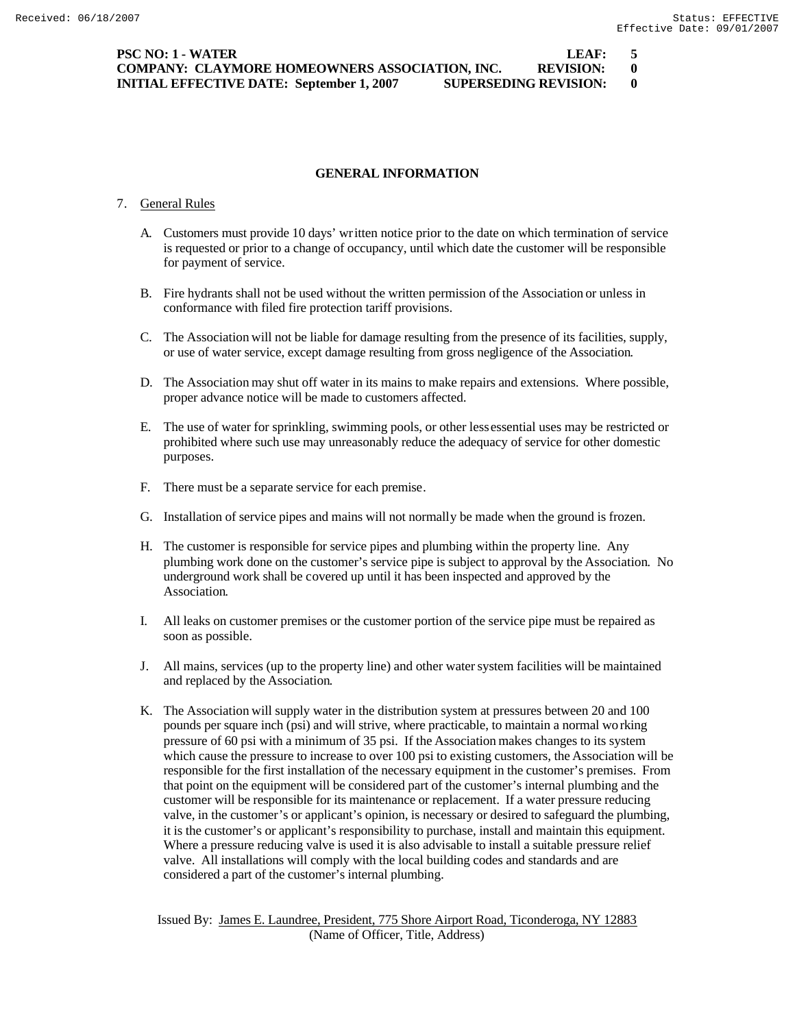**PSC NO: 1 - WATER LEAF: 5**
**COMPANY: CLAYMORE HOMEOWNERS ASSOCIATION, INC. REVISION: 0**
**INITIAL EFFECTIVE DATE: September 1, 2007 SUPERSEDING REVISION: 0**

## GENERAL INFORMATION

7. General Rules

   A. Customers must provide 10 days' written notice prior to the date on which termination of service is requested or prior to a change of occupancy, until which date the customer will be responsible for payment of service.

   B. Fire hydrants shall not be used without the written permission of the Association or unless in conformance with filed fire protection tariff provisions.

   C. The Association will not be liable for damage resulting from the presence of its facilities, supply, or use of water service, except damage resulting from gross negligence of the Association.

   D. The Association may shut off water in its mains to make repairs and extensions. Where possible, proper advance notice will be made to customers affected.

   E. The use of water for sprinkling, swimming pools, or other less essential uses may be restricted or prohibited where such use may unreasonably reduce the adequacy of service for other domestic purposes.

   F. There must be a separate service for each premise.

   G. Installation of service pipes and mains will not normally be made when the ground is frozen.

   H. The customer is responsible for service pipes and plumbing within the property line. Any plumbing work done on the customer's service pipe is subject to approval by the Association. No underground work shall be covered up until it has been inspected and approved by the Association.

   I. All leaks on customer premises or the customer portion of the service pipe must be repaired as soon as possible.

   J. All mains, services (up to the property line) and other water system facilities will be maintained and replaced by the Association.

   K. The Association will supply water in the distribution system at pressures between 20 and 100 pounds per square inch (psi) and will strive, where practicable, to maintain a normal working pressure of 60 psi with a minimum of 35 psi. If the Association makes changes to its system which cause the pressure to increase to over 100 psi to existing customers, the Association will be responsible for the first installation of the necessary equipment in the customer's premises. From that point on the equipment will be considered part of the customer's internal plumbing and the customer will be responsible for its maintenance or replacement. If a water pressure reducing valve, in the customer's or applicant's opinion, is necessary or desired to safeguard the plumbing, it is the customer's or applicant's responsibility to purchase, install and maintain this equipment. Where a pressure reducing valve is used it is also advisable to install a suitable pressure relief valve. All installations will comply with the local building codes and standards and are considered a part of the customer's internal plumbing.

Issued By: James E. Laundree, President, 775 Shore Airport Road, Ticonderoga, NY 12883
(Name of Officer, Title, Address)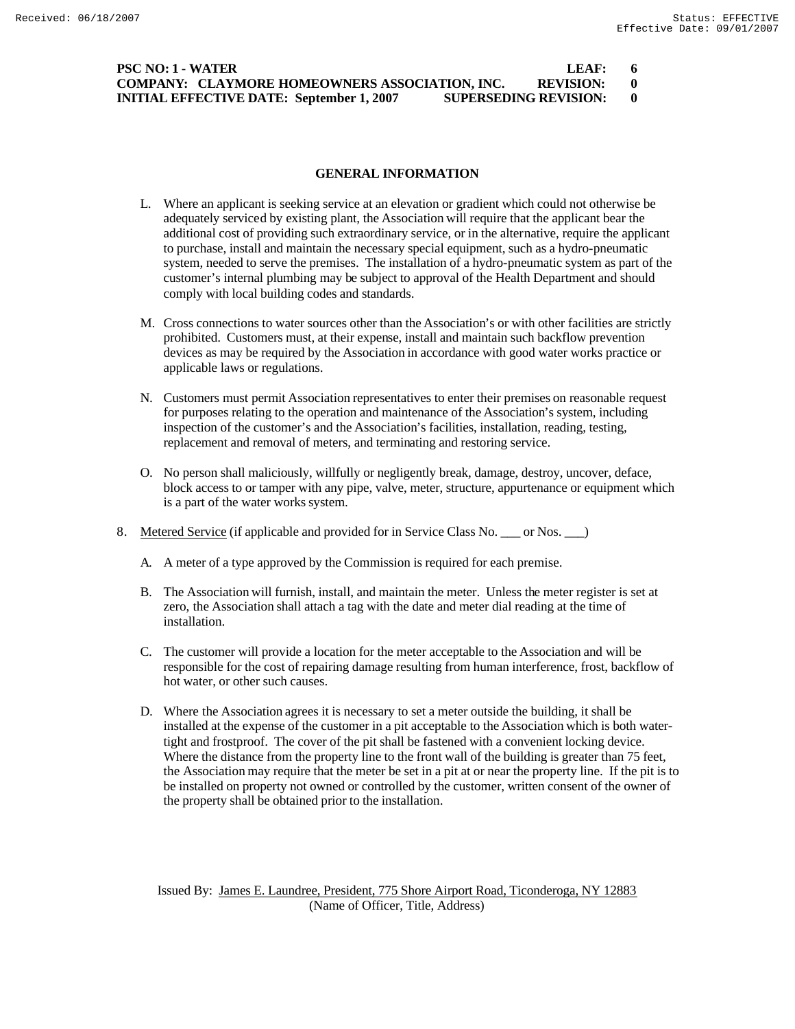## GENERAL INFORMATION

L. Where an applicant is seeking service at an elevation or gradient which could not otherwise be adequately serviced by existing plant, the Association will require that the applicant bear the additional cost of providing such extraordinary service, or in the alternative, require the applicant to purchase, install and maintain the necessary special equipment, such as a hydro-pneumatic system, needed to serve the premises. The installation of a hydro-pneumatic system as part of the customer's internal plumbing may be subject to approval of the Health Department and should comply with local building codes and standards.

M. Cross connections to water sources other than the Association's or with other facilities are strictly prohibited. Customers must, at their expense, install and maintain such backflow prevention devices as may be required by the Association in accordance with good water works practice or applicable laws or regulations.

N. Customers must permit Association representatives to enter their premises on reasonable request for purposes relating to the operation and maintenance of the Association's system, including inspection of the customer's and the Association's facilities, installation, reading, testing, replacement and removal of meters, and terminating and restoring service.

O. No person shall maliciously, willfully or negligently break, damage, destroy, uncover, deface, block access to or tamper with any pipe, valve, meter, structure, appurtenance or equipment which is a part of the water works system.

8. Metered Service (if applicable and provided for in Service Class No. ___ or Nos. ___)

A. A meter of a type approved by the Commission is required for each premise.

B. The Association will furnish, install, and maintain the meter. Unless the meter register is set at zero, the Association shall attach a tag with the date and meter dial reading at the time of installation.

C. The customer will provide a location for the meter acceptable to the Association and will be responsible for the cost of repairing damage resulting from human interference, frost, backflow of hot water, or other such causes.

D. Where the Association agrees it is necessary to set a meter outside the building, it shall be installed at the expense of the customer in a pit acceptable to the Association which is both water-tight and frostproof. The cover of the pit shall be fastened with a convenient locking device. Where the distance from the property line to the front wall of the building is greater than 75 feet, the Association may require that the meter be set in a pit at or near the property line. If the pit is to be installed on property not owned or controlled by the customer, written consent of the owner of the property shall be obtained prior to the installation.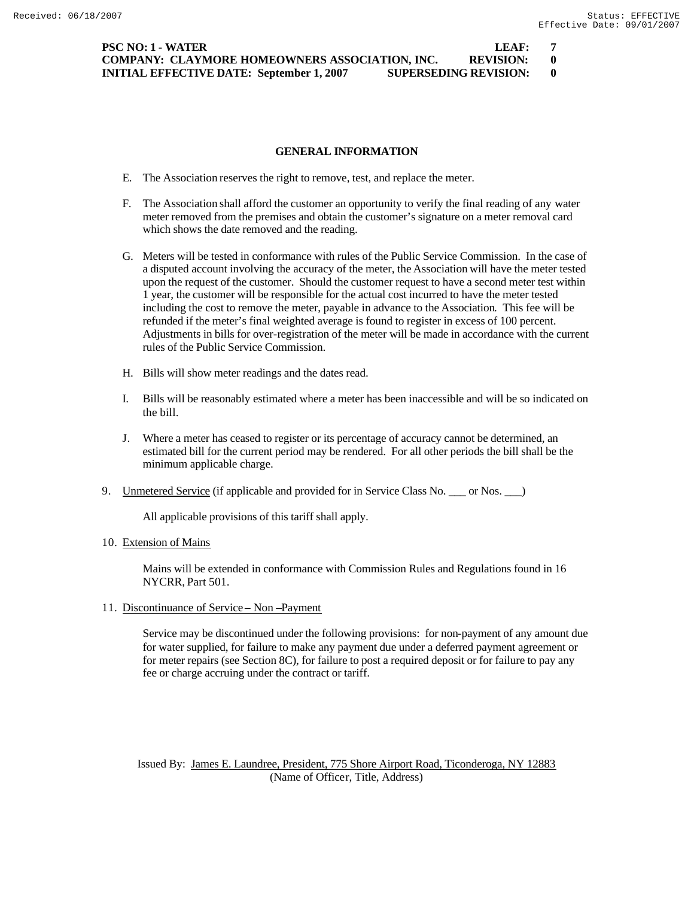PSC NO: 1 - WATER LEAF: 7
COMPANY: CLAYMORE HOMEOWNERS ASSOCIATION, INC. REVISION: 0
INITIAL EFFECTIVE DATE: September 1, 2007 SUPERSEDING REVISION: 0

## GENERAL INFORMATION

E. The Association reserves the right to remove, test, and replace the meter.

F. The Association shall afford the customer an opportunity to verify the final reading of any water meter removed from the premises and obtain the customer's signature on a meter removal card which shows the date removed and the reading.

G. Meters will be tested in conformance with rules of the Public Service Commission. In the case of a disputed account involving the accuracy of the meter, the Association will have the meter tested upon the request of the customer. Should the customer request to have a second meter test within 1 year, the customer will be responsible for the actual cost incurred to have the meter tested including the cost to remove the meter, payable in advance to the Association. This fee will be refunded if the meter's final weighted average is found to register in excess of 100 percent. Adjustments in bills for over-registration of the meter will be made in accordance with the current rules of the Public Service Commission.

H. Bills will show meter readings and the dates read.

I. Bills will be reasonably estimated where a meter has been inaccessible and will be so indicated on the bill.

J. Where a meter has ceased to register or its percentage of accuracy cannot be determined, an estimated bill for the current period may be rendered. For all other periods the bill shall be the minimum applicable charge.

9. Unmetered Service (if applicable and provided for in Service Class No. ___ or Nos. ___)

   All applicable provisions of this tariff shall apply.

10. Extension of Mains

   Mains will be extended in conformance with Commission Rules and Regulations found in 16 NYCRR, Part 501.

11. Discontinuance of Service – Non –Payment

   Service may be discontinued under the following provisions: for non-payment of any amount due for water supplied, for failure to make any payment due under a deferred payment agreement or for meter repairs (see Section 8C), for failure to post a required deposit or for failure to pay any fee or charge accruing under the contract or tariff.

Issued By: James E. Laundree, President, 775 Shore Airport Road, Ticonderoga, NY 12883
(Name of Officer, Title, Address)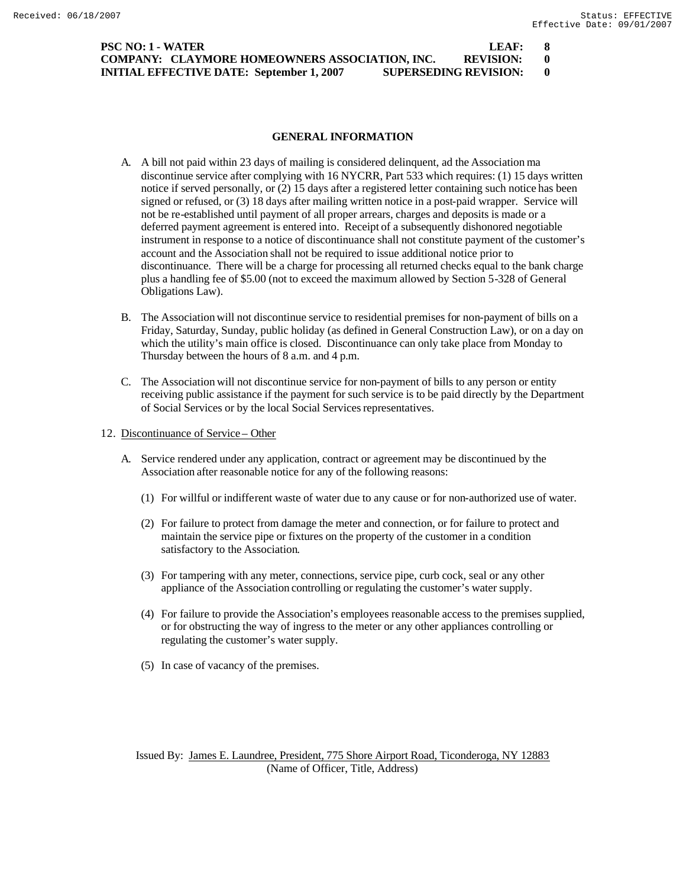PSC NO: 1 - WATER LEAF: 8
COMPANY: CLAYMORE HOMEOWNERS ASSOCIATION, INC. REVISION: 0
INITIAL EFFECTIVE DATE: September 1, 2007 SUPERSEDING REVISION: 0

## GENERAL INFORMATION

A. A bill not paid within 23 days of mailing is considered delinquent, ad the Association ma discontinue service after complying with 16 NYCRR, Part 533 which requires: (1) 15 days written notice if served personally, or (2) 15 days after a registered letter containing such notice has been signed or refused, or (3) 18 days after mailing written notice in a post-paid wrapper. Service will not be re-established until payment of all proper arrears, charges and deposits is made or a deferred payment agreement is entered into. Receipt of a subsequently dishonored negotiable instrument in response to a notice of discontinuance shall not constitute payment of the customer's account and the Association shall not be required to issue additional notice prior to discontinuance. There will be a charge for processing all returned checks equal to the bank charge plus a handling fee of $5.00 (not to exceed the maximum allowed by Section 5-328 of General Obligations Law).

B. The Association will not discontinue service to residential premises for non-payment of bills on a Friday, Saturday, Sunday, public holiday (as defined in General Construction Law), or on a day on which the utility's main office is closed. Discontinuance can only take place from Monday to Thursday between the hours of 8 a.m. and 4 p.m.

C. The Association will not discontinue service for non-payment of bills to any person or entity receiving public assistance if the payment for such service is to be paid directly by the Department of Social Services or by the local Social Services representatives.

12. Discontinuance of Service – Other

A. Service rendered under any application, contract or agreement may be discontinued by the Association after reasonable notice for any of the following reasons:

(1) For willful or indifferent waste of water due to any cause or for non-authorized use of water.

(2) For failure to protect from damage the meter and connection, or for failure to protect and maintain the service pipe or fixtures on the property of the customer in a condition satisfactory to the Association.

(3) For tampering with any meter, connections, service pipe, curb cock, seal or any other appliance of the Association controlling or regulating the customer's water supply.

(4) For failure to provide the Association's employees reasonable access to the premises supplied, or for obstructing the way of ingress to the meter or any other appliances controlling or regulating the customer's water supply.

(5) In case of vacancy of the premises.

Issued By: James E. Laundree, President, 775 Shore Airport Road, Ticonderoga, NY 12883
(Name of Officer, Title, Address)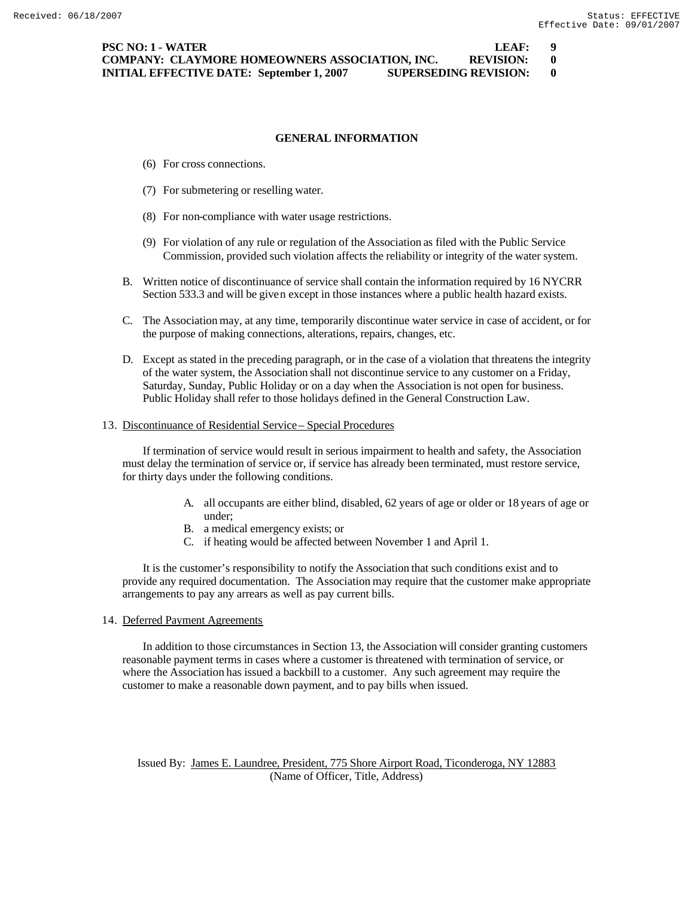## GENERAL INFORMATION

(6) For cross connections.

(7) For submetering or reselling water.

(8) For non-compliance with water usage restrictions.

(9) For violation of any rule or regulation of the Association as filed with the Public Service Commission, provided such violation affects the reliability or integrity of the water system.

B. Written notice of discontinuance of service shall contain the information required by 16 NYCRR Section 533.3 and will be given except in those instances where a public health hazard exists.

C. The Association may, at any time, temporarily discontinue water service in case of accident, or for the purpose of making connections, alterations, repairs, changes, etc.

D. Except as stated in the preceding paragraph, or in the case of a violation that threatens the integrity of the water system, the Association shall not discontinue service to any customer on a Friday, Saturday, Sunday, Public Holiday or on a day when the Association is not open for business. Public Holiday shall refer to those holidays defined in the General Construction Law.

13. Discontinuance of Residential Service – Special Procedures

If termination of service would result in serious impairment to health and safety, the Association must delay the termination of service or, if service has already been terminated, must restore service, for thirty days under the following conditions.

A. all occupants are either blind, disabled, 62 years of age or older or 18 years of age or under;
B. a medical emergency exists; or
C. if heating would be affected between November 1 and April 1.

It is the customer's responsibility to notify the Association that such conditions exist and to provide any required documentation. The Association may require that the customer make appropriate arrangements to pay any arrears as well as pay current bills.

14. Deferred Payment Agreements

In addition to those circumstances in Section 13, the Association will consider granting customers reasonable payment terms in cases where a customer is threatened with termination of service, or where the Association has issued a backbill to a customer. Any such agreement may require the customer to make a reasonable down payment, and to pay bills when issued.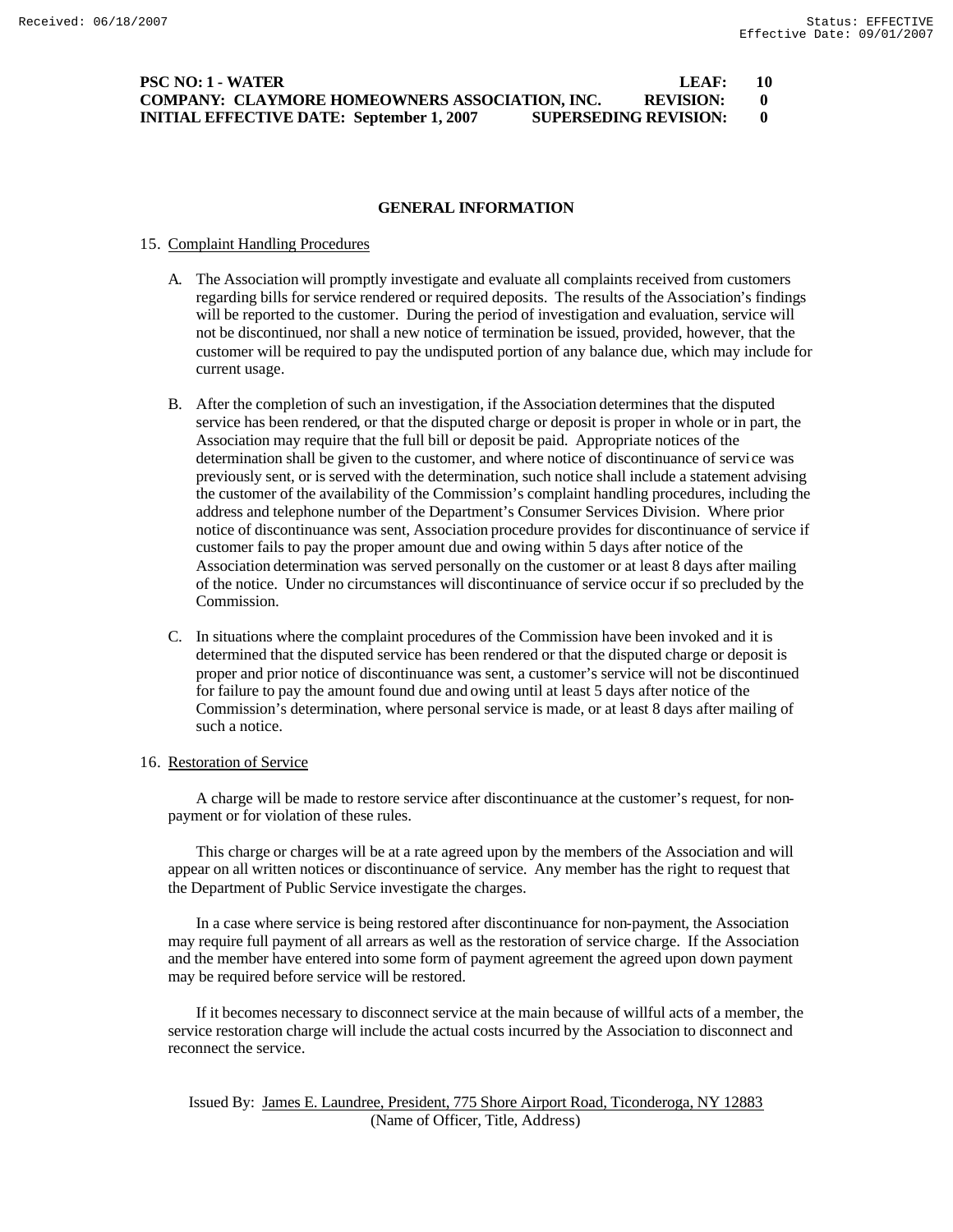## GENERAL INFORMATION

15. Complaint Handling Procedures

    A. The Association will promptly investigate and evaluate all complaints received from customers regarding bills for service rendered or required deposits. The results of the Association's findings will be reported to the customer. During the period of investigation and evaluation, service will not be discontinued, nor shall a new notice of termination be issued, provided, however, that the customer will be required to pay the undisputed portion of any balance due, which may include for current usage.

    B. After the completion of such an investigation, if the Association determines that the disputed service has been rendered, or that the disputed charge or deposit is proper in whole or in part, the Association may require that the full bill or deposit be paid. Appropriate notices of the determination shall be given to the customer, and where notice of discontinuance of service was previously sent, or is served with the determination, such notice shall include a statement advising the customer of the availability of the Commission's complaint handling procedures, including the address and telephone number of the Department's Consumer Services Division. Where prior notice of discontinuance was sent, Association procedure provides for discontinuance of service if customer fails to pay the proper amount due and owing within 5 days after notice of the Association determination was served personally on the customer or at least 8 days after mailing of the notice. Under no circumstances will discontinuance of service occur if so precluded by the Commission.

    C. In situations where the complaint procedures of the Commission have been invoked and it is determined that the disputed service has been rendered or that the disputed charge or deposit is proper and prior notice of discontinuance was sent, a customer's service will not be discontinued for failure to pay the amount found due and owing until at least 5 days after notice of the Commission's determination, where personal service is made, or at least 8 days after mailing of such a notice.

16. Restoration of Service

    A charge will be made to restore service after discontinuance at the customer's request, for non-payment or for violation of these rules.

    This charge or charges will be at a rate agreed upon by the members of the Association and will appear on all written notices or discontinuance of service. Any member has the right to request that the Department of Public Service investigate the charges.

    In a case where service is being restored after discontinuance for non-payment, the Association may require full payment of all arrears as well as the restoration of service charge. If the Association and the member have entered into some form of payment agreement the agreed upon down payment may be required before service will be restored.

    If it becomes necessary to disconnect service at the main because of willful acts of a member, the service restoration charge will include the actual costs incurred by the Association to disconnect and reconnect the service.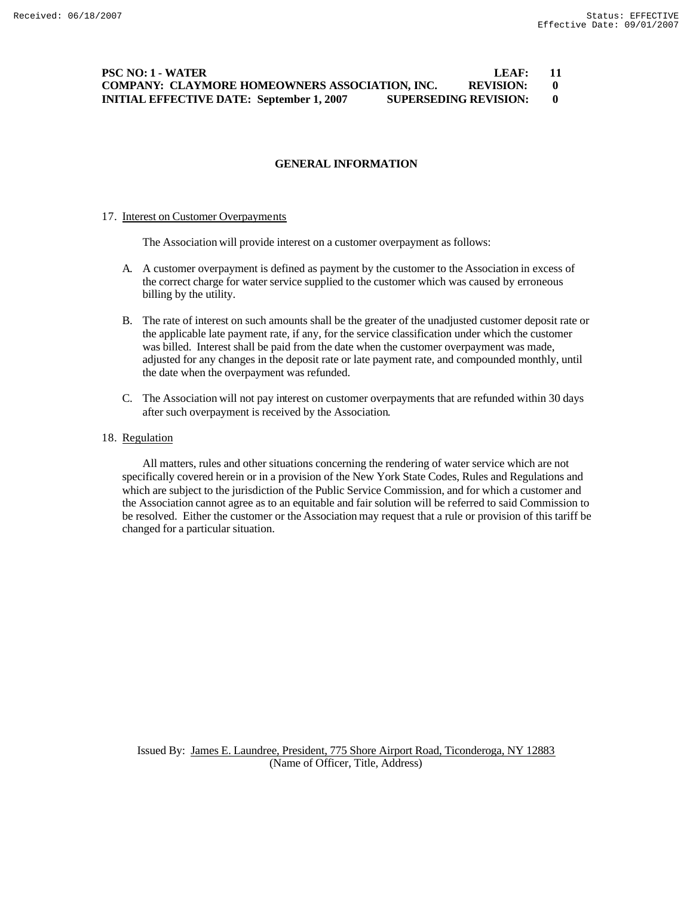**PSC NO: 1 - WATER** **LEAF: 11**
**COMPANY: CLAYMORE HOMEOWNERS ASSOCIATION, INC.** **REVISION: 0**
**INITIAL EFFECTIVE DATE: September 1, 2007** **SUPERSEDING REVISION: 0**

## GENERAL INFORMATION

17. Interest on Customer Overpayments

The Association will provide interest on a customer overpayment as follows:

A. A customer overpayment is defined as payment by the customer to the Association in excess of the correct charge for water service supplied to the customer which was caused by erroneous billing by the utility.

B. The rate of interest on such amounts shall be the greater of the unadjusted customer deposit rate or the applicable late payment rate, if any, for the service classification under which the customer was billed. Interest shall be paid from the date when the customer overpayment was made, adjusted for any changes in the deposit rate or late payment rate, and compounded monthly, until the date when the overpayment was refunded.

C. The Association will not pay interest on customer overpayments that are refunded within 30 days after such overpayment is received by the Association.

18. Regulation

All matters, rules and other situations concerning the rendering of water service which are not specifically covered herein or in a provision of the New York State Codes, Rules and Regulations and which are subject to the jurisdiction of the Public Service Commission, and for which a customer and the Association cannot agree as to an equitable and fair solution will be referred to said Commission to be resolved. Either the customer or the Association may request that a rule or provision of this tariff be changed for a particular situation.

Issued By: James E. Laundree, President, 775 Shore Airport Road, Ticonderoga, NY 12883
(Name of Officer, Title, Address)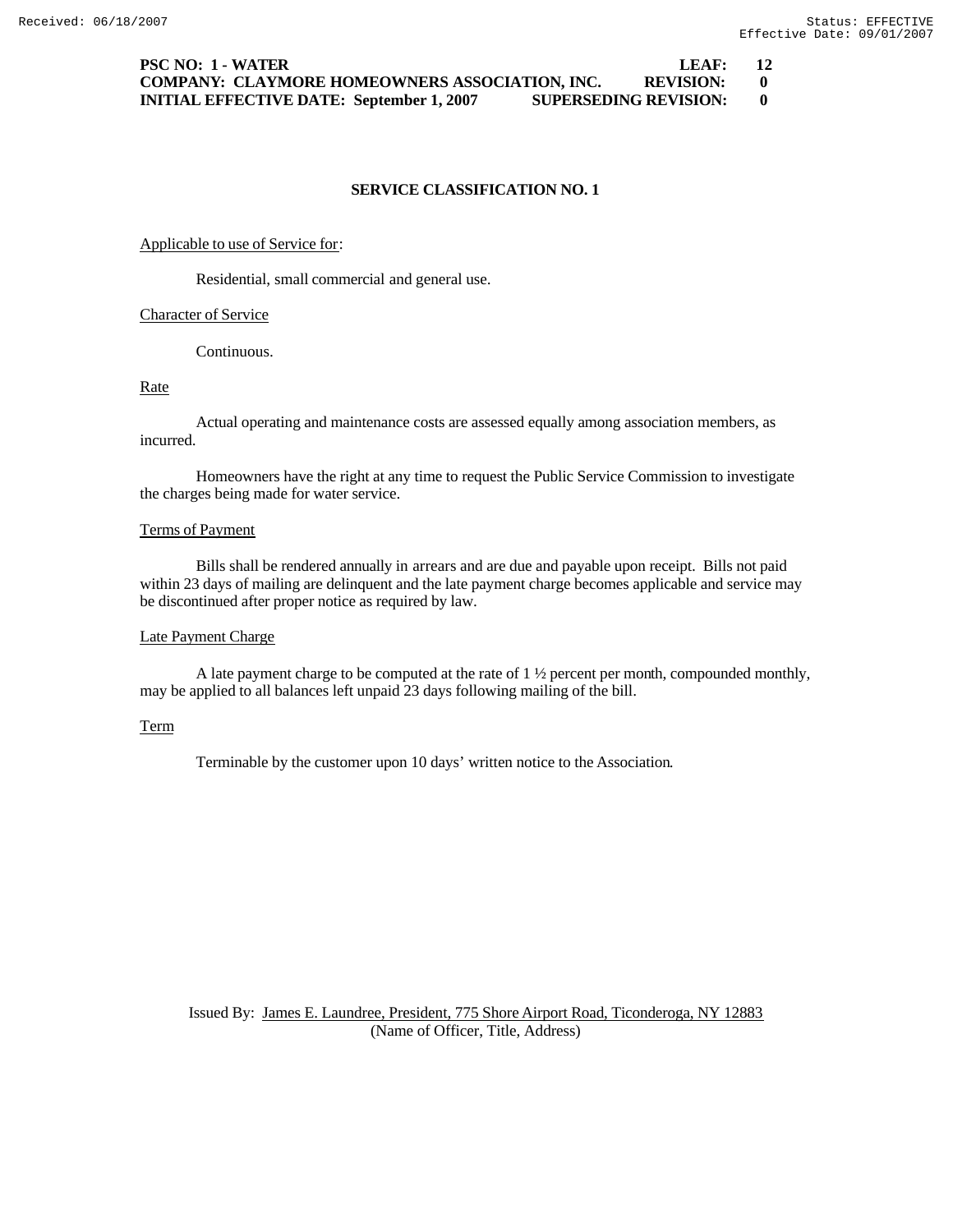**PSC NO: 1 - WATER LEAF: 12**
**COMPANY: CLAYMORE HOMEOWNERS ASSOCIATION, INC. REVISION: 0**
**INITIAL EFFECTIVE DATE: September 1, 2007 SUPERSEDING REVISION: 0**

## SERVICE CLASSIFICATION NO. 1

Applicable to use of Service for:

Residential, small commercial and general use.

Character of Service

Continuous.

Rate

Actual operating and maintenance costs are assessed equally among association members, as incurred.

Homeowners have the right at any time to request the Public Service Commission to investigate the charges being made for water service.

Terms of Payment

Bills shall be rendered annually in arrears and are due and payable upon receipt. Bills not paid within 23 days of mailing are delinquent and the late payment charge becomes applicable and service may be discontinued after proper notice as required by law.

Late Payment Charge

A late payment charge to be computed at the rate of 1 ½ percent per month, compounded monthly, may be applied to all balances left unpaid 23 days following mailing of the bill.

Term

Terminable by the customer upon 10 days' written notice to the Association.

Issued By: James E. Laundree, President, 775 Shore Airport Road, Ticonderoga, NY 12883
(Name of Officer, Title, Address)